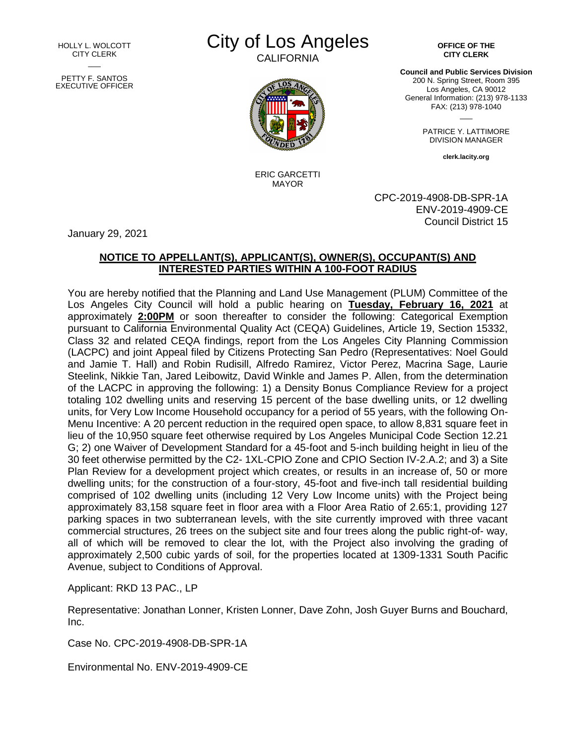HOLLY L. WOLCOTT
CITY CLERK

PETTY F. SANTOS
EXECUTIVE OFFICER

# City of Los Angeles

CALIFORNIA

ERIC GARCETTI
MAYOR

**OFFICE OF THE CITY CLERK**

**Council and Public Services Division**
200 N. Spring Street, Room 395
Los Angeles, CA 90012
General Information: (213) 978-1133
FAX: (213) 978-1040

PATRICE Y. LATTIMORE
DIVISION MANAGER

**clerk.lacity.org**

CPC-2019-4908-DB-SPR-1A
ENV-2019-4909-CE
Council District 15

January 29, 2021

**NOTICE TO APPELLANT(S), APPLICANT(S), OWNER(S), OCCUPANT(S) AND INTERESTED PARTIES WITHIN A 100-FOOT RADIUS**

You are hereby notified that the Planning and Land Use Management (PLUM) Committee of the Los Angeles City Council will hold a public hearing on **Tuesday, February 16, 2021** at approximately **2:00PM** or soon thereafter to consider the following: Categorical Exemption pursuant to California Environmental Quality Act (CEQA) Guidelines, Article 19, Section 15332, Class 32 and related CEQA findings, report from the Los Angeles City Planning Commission (LACPC) and joint Appeal filed by Citizens Protecting San Pedro (Representatives: Noel Gould and Jamie T. Hall) and Robin Rudisill, Alfredo Ramirez, Victor Perez, Macrina Sage, Laurie Steelink, Nikkie Tan, Jared Leibowitz, David Winkle and James P. Allen, from the determination of the LACPC in approving the following: 1) a Density Bonus Compliance Review for a project totaling 102 dwelling units and reserving 15 percent of the base dwelling units, or 12 dwelling units, for Very Low Income Household occupancy for a period of 55 years, with the following On-Menu Incentive: A 20 percent reduction in the required open space, to allow 8,831 square feet in lieu of the 10,950 square feet otherwise required by Los Angeles Municipal Code Section 12.21 G; 2) one Waiver of Development Standard for a 45-foot and 5-inch building height in lieu of the 30 feet otherwise permitted by the C2- 1XL-CPIO Zone and CPIO Section IV-2.A.2; and 3) a Site Plan Review for a development project which creates, or results in an increase of, 50 or more dwelling units; for the construction of a four-story, 45-foot and five-inch tall residential building comprised of 102 dwelling units (including 12 Very Low Income units) with the Project being approximately 83,158 square feet in floor area with a Floor Area Ratio of 2.65:1, providing 127 parking spaces in two subterranean levels, with the site currently improved with three vacant commercial structures, 26 trees on the subject site and four trees along the public right-of- way, all of which will be removed to clear the lot, with the Project also involving the grading of approximately 2,500 cubic yards of soil, for the properties located at 1309-1331 South Pacific Avenue, subject to Conditions of Approval.

Applicant: RKD 13 PAC., LP

Representative: Jonathan Lonner, Kristen Lonner, Dave Zohn, Josh Guyer Burns and Bouchard, Inc.

Case No. CPC-2019-4908-DB-SPR-1A

Environmental No. ENV-2019-4909-CE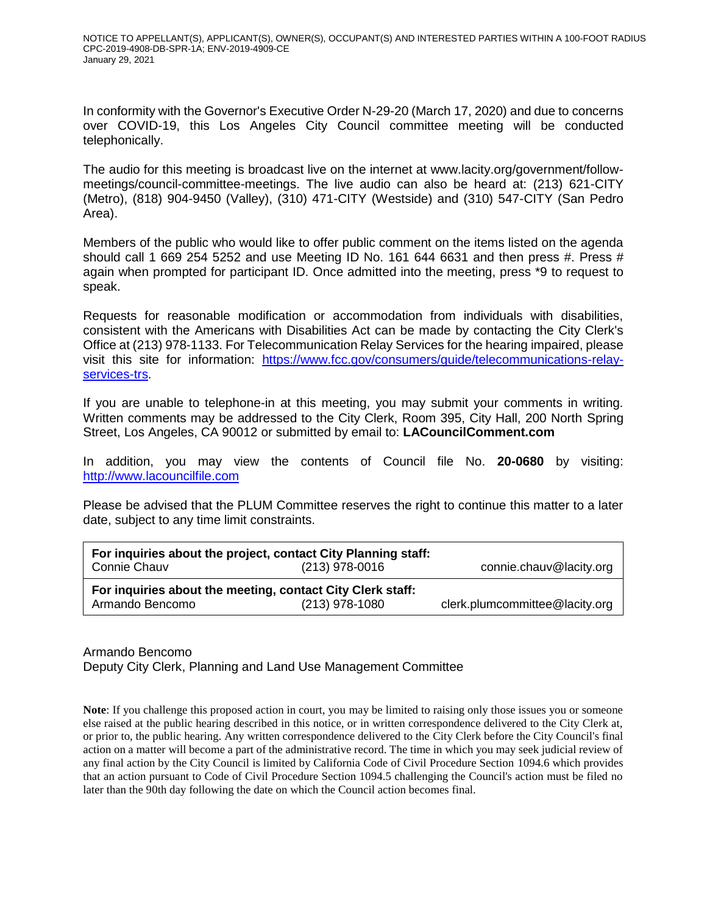In conformity with the Governor's Executive Order N-29-20 (March 17, 2020) and due to concerns over COVID-19, this Los Angeles City Council committee meeting will be conducted telephonically.

The audio for this meeting is broadcast live on the internet at www.lacity.org/government/follow-meetings/council-committee-meetings. The live audio can also be heard at: (213) 621-CITY (Metro), (818) 904-9450 (Valley), (310) 471-CITY (Westside) and (310) 547-CITY (San Pedro Area).

Members of the public who would like to offer public comment on the items listed on the agenda should call 1 669 254 5252 and use Meeting ID No. 161 644 6631 and then press #. Press # again when prompted for participant ID. Once admitted into the meeting, press *9 to request to speak.

Requests for reasonable modification or accommodation from individuals with disabilities, consistent with the Americans with Disabilities Act can be made by contacting the City Clerk's Office at (213) 978-1133. For Telecommunication Relay Services for the hearing impaired, please visit this site for information: https://www.fcc.gov/consumers/guide/telecommunications-relay-services-trs.

If you are unable to telephone-in at this meeting, you may submit your comments in writing. Written comments may be addressed to the City Clerk, Room 395, City Hall, 200 North Spring Street, Los Angeles, CA 90012 or submitted by email to: **LACouncilComment.com**

In addition, you may view the contents of Council file No. **20-0680** by visiting: http://www.lacouncilfile.com

Please be advised that the PLUM Committee reserves the right to continue this matter to a later date, subject to any time limit constraints.

| | | |
|---|---|---|
| **For inquiries about the project, contact City Planning staff:** | | |
| Connie Chauv | (213) 978-0016 | connie.chauv@lacity.org |
| **For inquiries about the meeting, contact City Clerk staff:** | | |
| Armando Bencomo | (213) 978-1080 | clerk.plumcommittee@lacity.org |

Armando Bencomo
Deputy City Clerk, Planning and Land Use Management Committee

**Note**: If you challenge this proposed action in court, you may be limited to raising only those issues you or someone else raised at the public hearing described in this notice, or in written correspondence delivered to the City Clerk at, or prior to, the public hearing. Any written correspondence delivered to the City Clerk before the City Council's final action on a matter will become a part of the administrative record. The time in which you may seek judicial review of any final action by the City Council is limited by California Code of Civil Procedure Section 1094.6 which provides that an action pursuant to Code of Civil Procedure Section 1094.5 challenging the Council's action must be filed no later than the 90th day following the date on which the Council action becomes final.